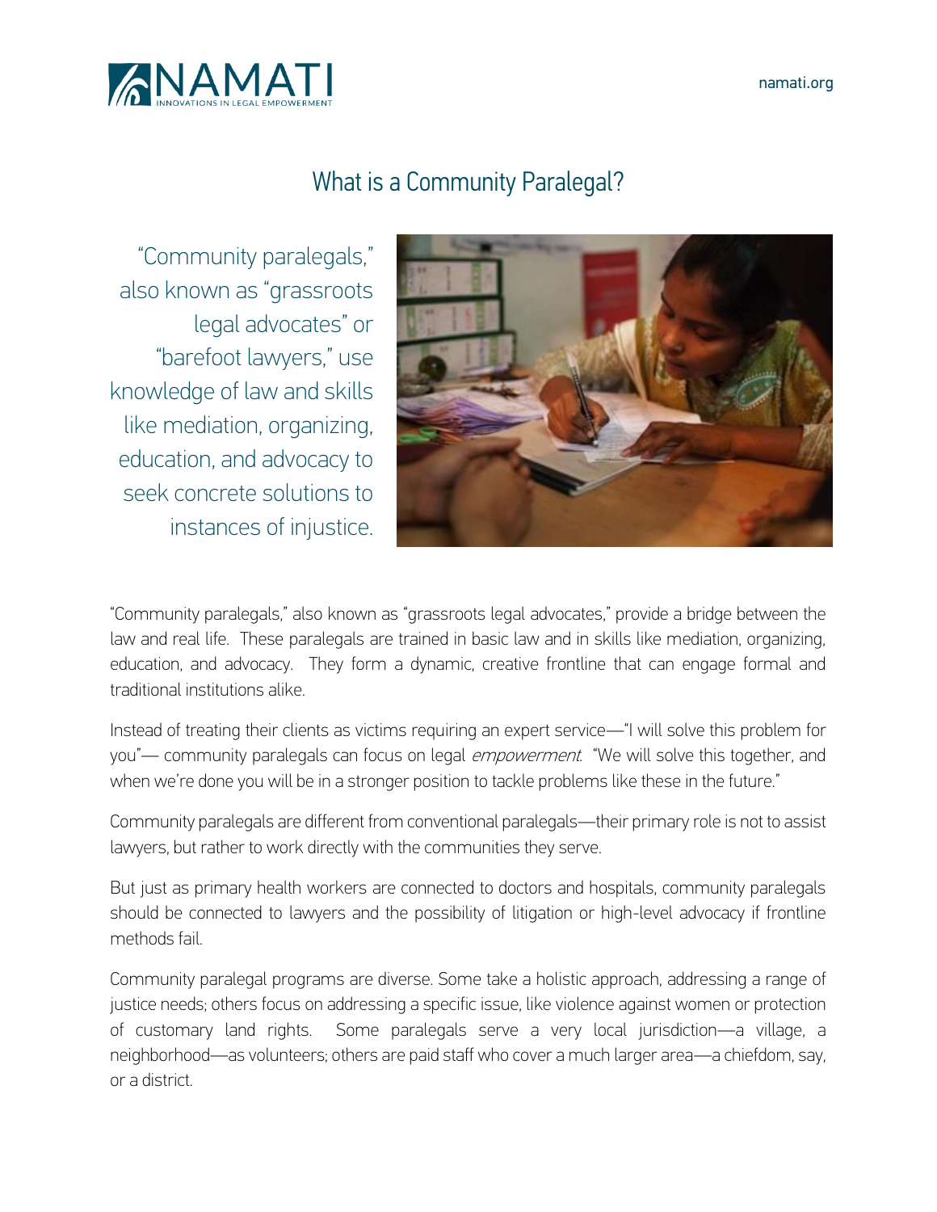# What is a Community Paralegal?

"Community paralegals," also known as "grassroots legal advocates" or "barefoot lawyers," use knowledge of law and skills like mediation, organizing, education, and advocacy to seek concrete solutions to instances of injustice.

"Community paralegals," also known as "grassroots legal advocates," provide a bridge between the law and real life. These paralegals are trained in basic law and in skills like mediation, organizing, education, and advocacy. They form a dynamic, creative frontline that can engage formal and traditional institutions alike.

Instead of treating their clients as victims requiring an expert service—"I will solve this problem for you"— community paralegals can focus on legal *empowerment*. "We will solve this together, and when we're done you will be in a stronger position to tackle problems like these in the future."

Community paralegals are different from conventional paralegals—their primary role is not to assist lawyers, but rather to work directly with the communities they serve.

But just as primary health workers are connected to doctors and hospitals, community paralegals should be connected to lawyers and the possibility of litigation or high-level advocacy if frontline methods fail.

Community paralegal programs are diverse. Some take a holistic approach, addressing a range of justice needs; others focus on addressing a specific issue, like violence against women or protection of customary land rights. Some paralegals serve a very local jurisdiction—a village, a neighborhood—as volunteers; others are paid staff who cover a much larger area—a chiefdom, say, or a district.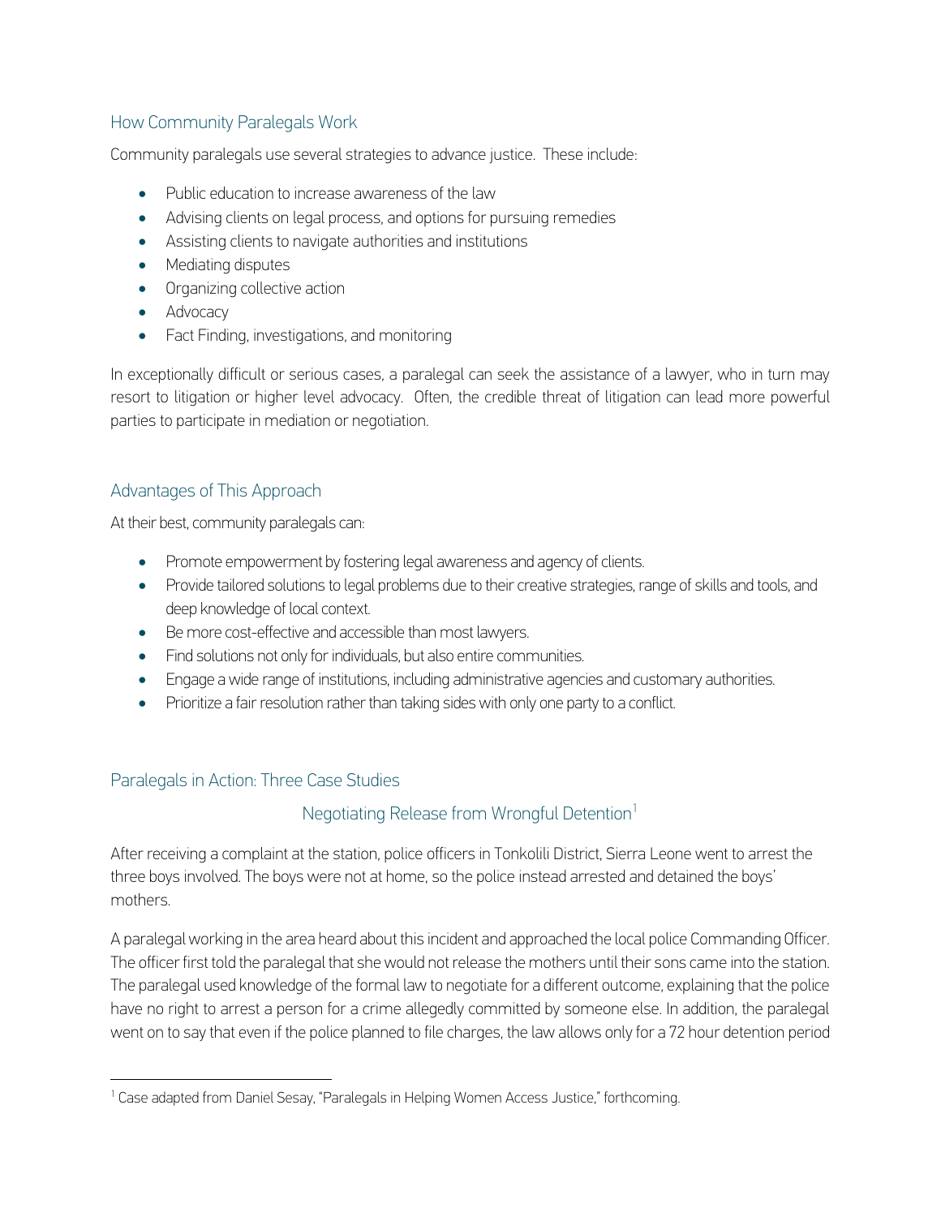## How Community Paralegals Work

Community paralegals use several strategies to advance justice. These include:

- Public education to increase awareness of the law
- Advising clients on legal process, and options for pursuing remedies
- Assisting clients to navigate authorities and institutions
- Mediating disputes
- Organizing collective action
- Advocacy
- Fact Finding, investigations, and monitoring

In exceptionally difficult or serious cases, a paralegal can seek the assistance of a lawyer, who in turn may resort to litigation or higher level advocacy. Often, the credible threat of litigation can lead more powerful parties to participate in mediation or negotiation.

## Advantages of This Approach

At their best, community paralegals can:

- Promote empowerment by fostering legal awareness and agency of clients.
- Provide tailored solutions to legal problems due to their creative strategies, range of skills and tools, and deep knowledge of local context.
- Be more cost-effective and accessible than most lawyers.
- Find solutions not only for individuals, but also entire communities.
- Engage a wide range of institutions, including administrative agencies and customary authorities.
- Prioritize a fair resolution rather than taking sides with only one party to a conflict.

## Paralegals in Action: Three Case Studies

### Negotiating Release from Wrongful Detention[1]

After receiving a complaint at the station, police officers in Tonkolili District, Sierra Leone went to arrest the three boys involved. The boys were not at home, so the police instead arrested and detained the boys' mothers.

A paralegal working in the area heard about this incident and approached the local police Commanding Officer. The officer first told the paralegal that she would not release the mothers until their sons came into the station. The paralegal used knowledge of the formal law to negotiate for a different outcome, explaining that the police have no right to arrest a person for a crime allegedly committed by someone else. In addition, the paralegal went on to say that even if the police planned to file charges, the law allows only for a 72 hour detention period

[1] Case adapted from Daniel Sesay, "Paralegals in Helping Women Access Justice," forthcoming.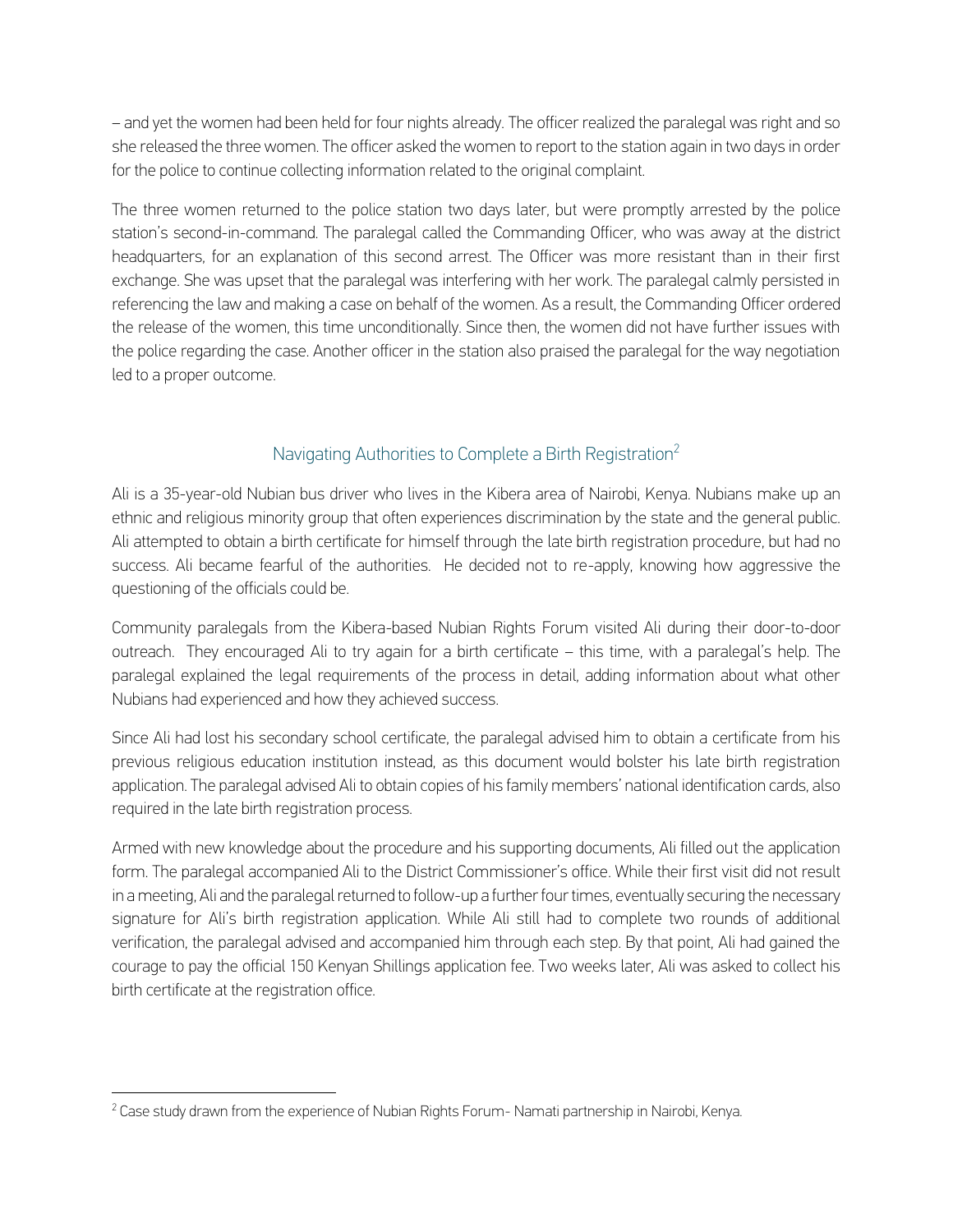– and yet the women had been held for four nights already. The officer realized the paralegal was right and so she released the three women. The officer asked the women to report to the station again in two days in order for the police to continue collecting information related to the original complaint.

The three women returned to the police station two days later, but were promptly arrested by the police station's second-in-command. The paralegal called the Commanding Officer, who was away at the district headquarters, for an explanation of this second arrest. The Officer was more resistant than in their first exchange. She was upset that the paralegal was interfering with her work. The paralegal calmly persisted in referencing the law and making a case on behalf of the women. As a result, the Commanding Officer ordered the release of the women, this time unconditionally. Since then, the women did not have further issues with the police regarding the case. Another officer in the station also praised the paralegal for the way negotiation led to a proper outcome.

## Navigating Authorities to Complete a Birth Registration[2]

Ali is a 35-year-old Nubian bus driver who lives in the Kibera area of Nairobi, Kenya. Nubians make up an ethnic and religious minority group that often experiences discrimination by the state and the general public. Ali attempted to obtain a birth certificate for himself through the late birth registration procedure, but had no success. Ali became fearful of the authorities. He decided not to re-apply, knowing how aggressive the questioning of the officials could be.

Community paralegals from the Kibera-based Nubian Rights Forum visited Ali during their door-to-door outreach. They encouraged Ali to try again for a birth certificate – this time, with a paralegal's help. The paralegal explained the legal requirements of the process in detail, adding information about what other Nubians had experienced and how they achieved success.

Since Ali had lost his secondary school certificate, the paralegal advised him to obtain a certificate from his previous religious education institution instead, as this document would bolster his late birth registration application. The paralegal advised Ali to obtain copies of his family members' national identification cards, also required in the late birth registration process.

Armed with new knowledge about the procedure and his supporting documents, Ali filled out the application form. The paralegal accompanied Ali to the District Commissioner's office. While their first visit did not result in a meeting, Ali and the paralegal returned to follow-up a further four times, eventually securing the necessary signature for Ali's birth registration application. While Ali still had to complete two rounds of additional verification, the paralegal advised and accompanied him through each step. By that point, Ali had gained the courage to pay the official 150 Kenyan Shillings application fee. Two weeks later, Ali was asked to collect his birth certificate at the registration office.

---

[2] Case study drawn from the experience of Nubian Rights Forum- Namati partnership in Nairobi, Kenya.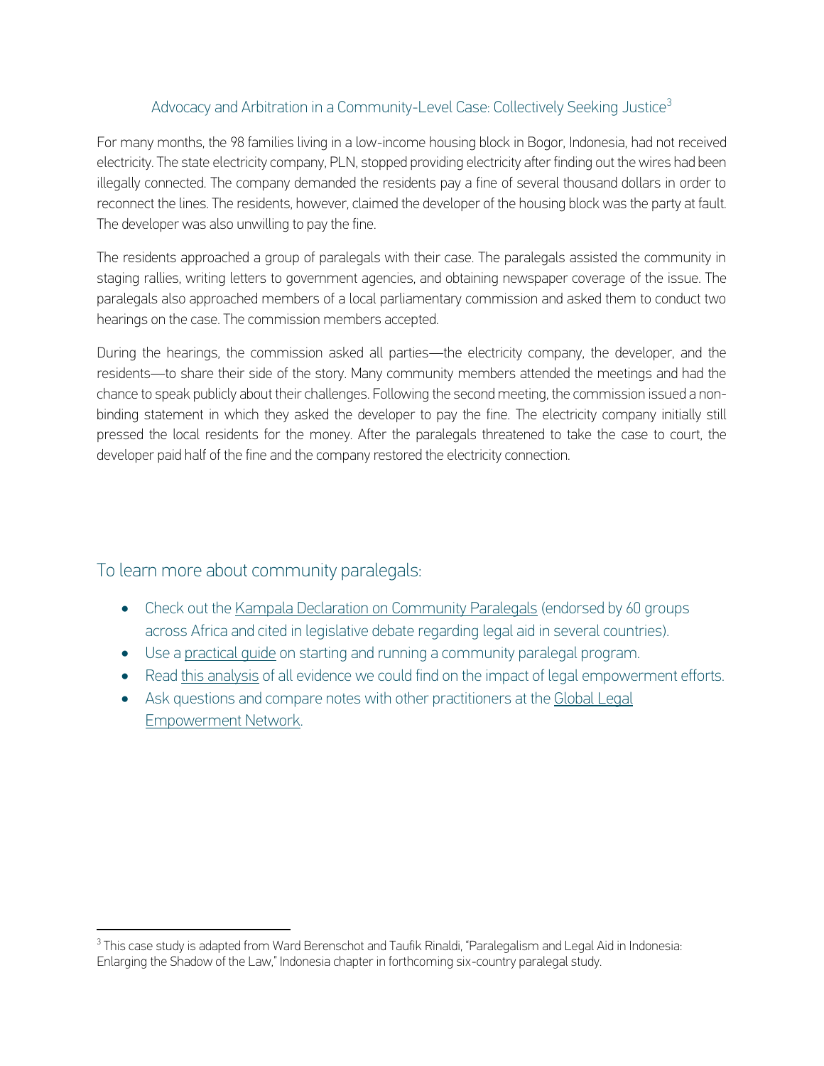## Advocacy and Arbitration in a Community-Level Case: Collectively Seeking Justice[3]

For many months, the 98 families living in a low-income housing block in Bogor, Indonesia, had not received electricity. The state electricity company, PLN, stopped providing electricity after finding out the wires had been illegally connected. The company demanded the residents pay a fine of several thousand dollars in order to reconnect the lines. The residents, however, claimed the developer of the housing block was the party at fault. The developer was also unwilling to pay the fine.

The residents approached a group of paralegals with their case. The paralegals assisted the community in staging rallies, writing letters to government agencies, and obtaining newspaper coverage of the issue. The paralegals also approached members of a local parliamentary commission and asked them to conduct two hearings on the case. The commission members accepted.

During the hearings, the commission asked all parties—the electricity company, the developer, and the residents—to share their side of the story. Many community members attended the meetings and had the chance to speak publicly about their challenges. Following the second meeting, the commission issued a non-binding statement in which they asked the developer to pay the fine. The electricity company initially still pressed the local residents for the money. After the paralegals threatened to take the case to court, the developer paid half of the fine and the company restored the electricity connection.

## To learn more about community paralegals:

- Check out the Kampala Declaration on Community Paralegals (endorsed by 60 groups across Africa and cited in legislative debate regarding legal aid in several countries).
- Use a practical guide on starting and running a community paralegal program.
- Read this analysis of all evidence we could find on the impact of legal empowerment efforts.
- Ask questions and compare notes with other practitioners at the Global Legal Empowerment Network.

---

[3] This case study is adapted from Ward Berenschot and Taufik Rinaldi, "Paralegalism and Legal Aid in Indonesia: Enlarging the Shadow of the Law," Indonesia chapter in forthcoming six-country paralegal study.